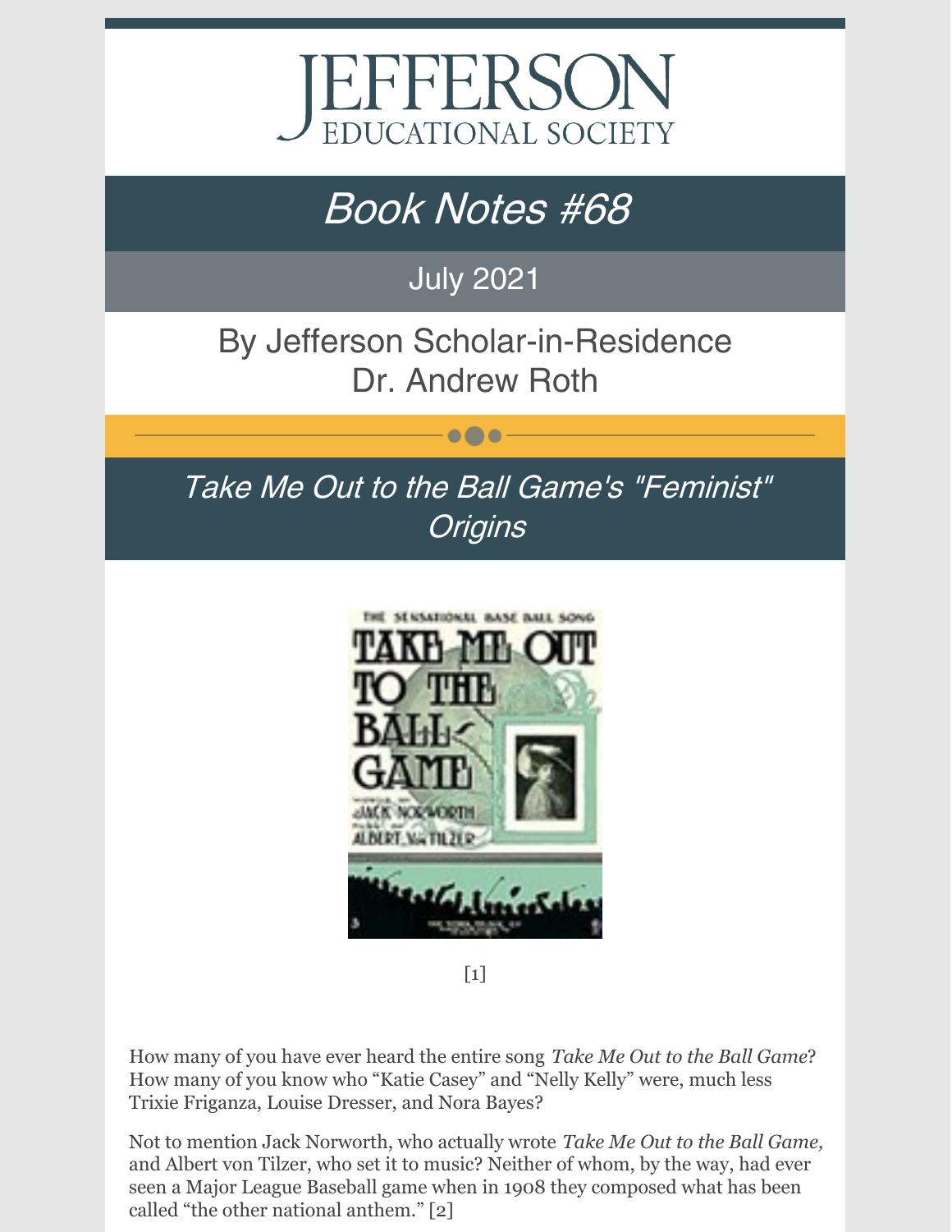# JEFFERSON EDUCATIONAL SOCIETY

## *Book Notes #68*

July 2021

By Jefferson Scholar-in-Residence
Dr. Andrew Roth

## *Take Me Out to the Ball Game's "Feminist" Origins*

[1]

How many of you have ever heard the entire song *Take Me Out to the Ball Game*? How many of you know who "Katie Casey" and "Nelly Kelly" were, much less Trixie Friganza, Louise Dresser, and Nora Bayes?

Not to mention Jack Norworth, who actually wrote *Take Me Out to the Ball Game,* and Albert von Tilzer, who set it to music? Neither of whom, by the way, had ever seen a Major League Baseball game when in 1908 they composed what has been called "the other national anthem." [2]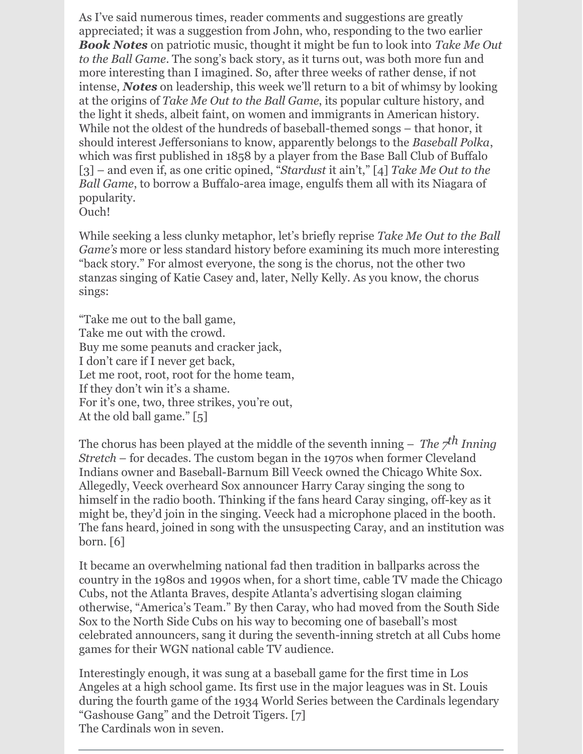As I've said numerous times, reader comments and suggestions are greatly appreciated; it was a suggestion from John, who, responding to the two earlier ***Book Notes*** on patriotic music, thought it might be fun to look into *Take Me Out to the Ball Game*. The song's back story, as it turns out, was both more fun and more interesting than I imagined. So, after three weeks of rather dense, if not intense, ***Notes*** on leadership, this week we'll return to a bit of whimsy by looking at the origins of *Take Me Out to the Ball Game*, its popular culture history, and the light it sheds, albeit faint, on women and immigrants in American history. While not the oldest of the hundreds of baseball-themed songs – that honor, it should interest Jeffersonians to know, apparently belongs to the *Baseball Polka*, which was first published in 1858 by a player from the Base Ball Club of Buffalo [3] – and even if, as one critic opined, "*Stardust* it ain't," [4] *Take Me Out to the Ball Game*, to borrow a Buffalo-area image, engulfs them all with its Niagara of popularity.
Ouch!

While seeking a less clunky metaphor, let's briefly reprise *Take Me Out to the Ball Game's* more or less standard history before examining its much more interesting "back story." For almost everyone, the song is the chorus, not the other two stanzas singing of Katie Casey and, later, Nelly Kelly. As you know, the chorus sings:

"Take me out to the ball game,
Take me out with the crowd.
Buy me some peanuts and cracker jack,
I don't care if I never get back,
Let me root, root, root for the home team,
If they don't win it's a shame.
For it's one, two, three strikes, you're out,
At the old ball game." [5]

The chorus has been played at the middle of the seventh inning – *The 7th Inning Stretch* – for decades. The custom began in the 1970s when former Cleveland Indians owner and Baseball-Barnum Bill Veeck owned the Chicago White Sox. Allegedly, Veeck overheard Sox announcer Harry Caray singing the song to himself in the radio booth. Thinking if the fans heard Caray singing, off-key as it might be, they'd join in the singing. Veeck had a microphone placed in the booth. The fans heard, joined in song with the unsuspecting Caray, and an institution was born. [6]

It became an overwhelming national fad then tradition in ballparks across the country in the 1980s and 1990s when, for a short time, cable TV made the Chicago Cubs, not the Atlanta Braves, despite Atlanta's advertising slogan claiming otherwise, "America's Team." By then Caray, who had moved from the South Side Sox to the North Side Cubs on his way to becoming one of baseball's most celebrated announcers, sang it during the seventh-inning stretch at all Cubs home games for their WGN national cable TV audience.

Interestingly enough, it was sung at a baseball game for the first time in Los Angeles at a high school game. Its first use in the major leagues was in St. Louis during the fourth game of the 1934 World Series between the Cardinals legendary "Gashouse Gang" and the Detroit Tigers. [7]
The Cardinals won in seven.

---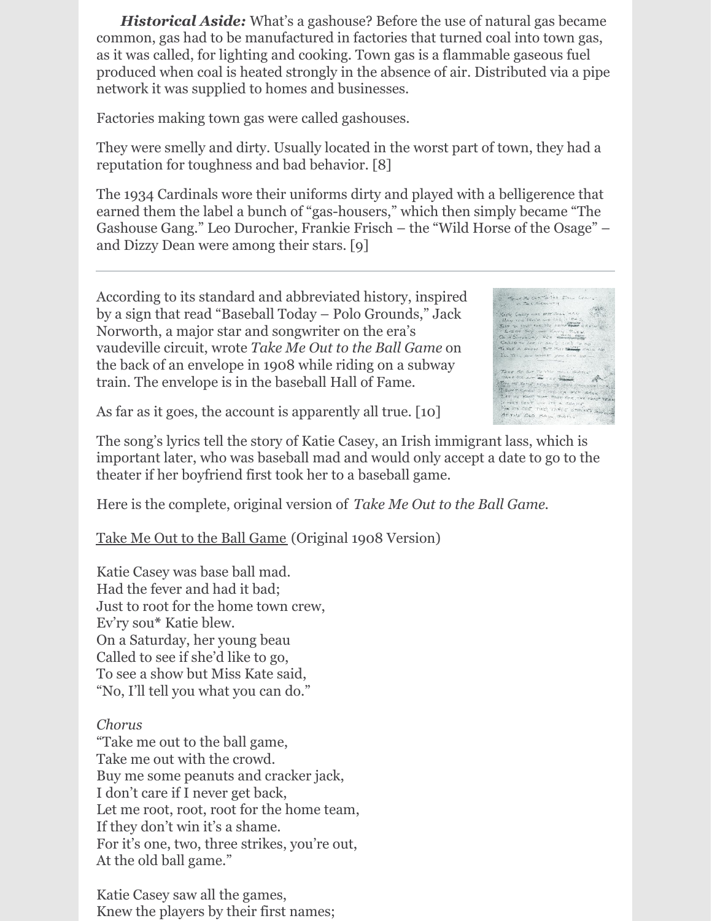***Historical Aside:*** What's a gashouse? Before the use of natural gas became common, gas had to be manufactured in factories that turned coal into town gas, as it was called, for lighting and cooking. Town gas is a flammable gaseous fuel produced when coal is heated strongly in the absence of air. Distributed via a pipe network it was supplied to homes and businesses.

Factories making town gas were called gashouses.

They were smelly and dirty. Usually located in the worst part of town, they had a reputation for toughness and bad behavior. [8]

The 1934 Cardinals wore their uniforms dirty and played with a belligerence that earned them the label a bunch of "gas-housers," which then simply became "The Gashouse Gang." Leo Durocher, Frankie Frisch – the "Wild Horse of the Osage" – and Dizzy Dean were among their stars. [9]

---

According to its standard and abbreviated history, inspired by a sign that read "Baseball Today – Polo Grounds," Jack Norworth, a major star and songwriter on the vaudeville circuit, wrote *Take Me Out to the Ball Game* on the back of an envelope in 1908 while riding on a subway train. The envelope is in the baseball Hall of Fame.

As far as it goes, the account is apparently all true. [10]

The song's lyrics tell the story of Katie Casey, an Irish immigrant lass, which is important later, who was baseball mad and would only accept a date to go to the theater if her boyfriend first took her to a baseball game.

Here is the complete, original version of *Take Me Out to the Ball Game.*

<u>Take Me Out to the Ball Game</u> (Original 1908 Version)

Katie Casey was base ball mad.
Had the fever and had it bad;
Just to root for the home town crew,
Ev'ry sou* Katie blew.
On a Saturday, her young beau
Called to see if she'd like to go,
To see a show but Miss Kate said,
"No, I'll tell you what you can do."

*Chorus*
"Take me out to the ball game,
Take me out with the crowd.
Buy me some peanuts and cracker jack,
I don't care if I never get back,
Let me root, root, root for the home team,
If they don't win it's a shame.
For it's one, two, three strikes, you're out,
At the old ball game."

Katie Casey saw all the games,
Knew the players by their first names;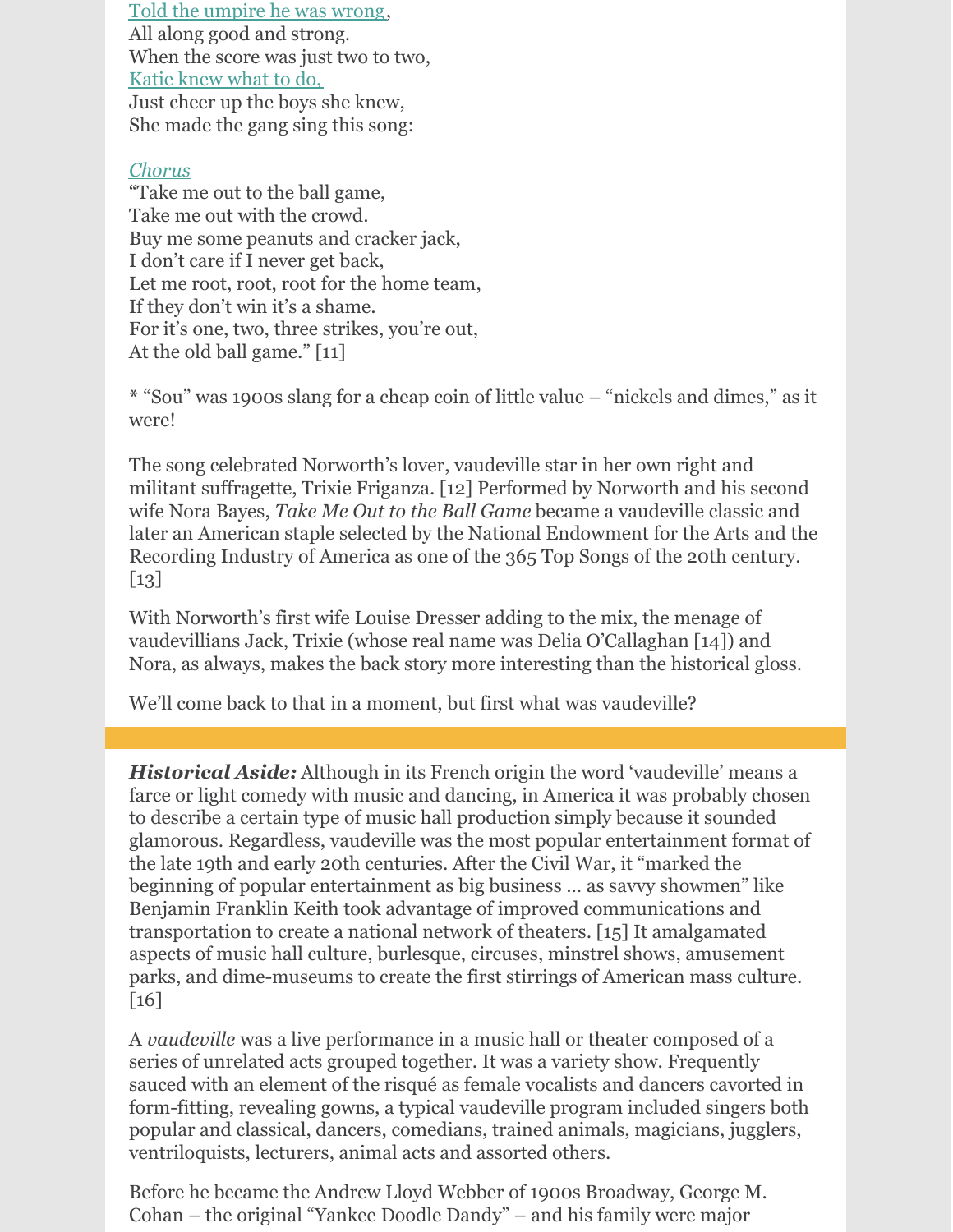Told the umpire he was wrong,  
All along good and strong.  
When the score was just two to two,  
Katie knew what to do,  
Just cheer up the boys she knew,  
She made the gang sing this song:

*Chorus*  
"Take me out to the ball game,  
Take me out with the crowd.  
Buy me some peanuts and cracker jack,  
I don't care if I never get back,  
Let me root, root, root for the home team,  
If they don't win it's a shame.  
For it's one, two, three strikes, you're out,  
At the old ball game." [11]

* "Sou" was 1900s slang for a cheap coin of little value – "nickels and dimes," as it were!

The song celebrated Norworth's lover, vaudeville star in her own right and militant suffragette, Trixie Friganza. [12] Performed by Norworth and his second wife Nora Bayes, *Take Me Out to the Ball Game* became a vaudeville classic and later an American staple selected by the National Endowment for the Arts and the Recording Industry of America as one of the 365 Top Songs of the 20th century. [13]

With Norworth's first wife Louise Dresser adding to the mix, the menage of vaudevillians Jack, Trixie (whose real name was Delia O'Callaghan [14]) and Nora, as always, makes the back story more interesting than the historical gloss.

We'll come back to that in a moment, but first what was vaudeville?

---

***Historical Aside:*** Although in its French origin the word 'vaudeville' means a farce or light comedy with music and dancing, in America it was probably chosen to describe a certain type of music hall production simply because it sounded glamorous. Regardless, vaudeville was the most popular entertainment format of the late 19th and early 20th centuries. After the Civil War, it "marked the beginning of popular entertainment as big business … as savvy showmen" like Benjamin Franklin Keith took advantage of improved communications and transportation to create a national network of theaters. [15] It amalgamated aspects of music hall culture, burlesque, circuses, minstrel shows, amusement parks, and dime-museums to create the first stirrings of American mass culture. [16]

A *vaudeville* was a live performance in a music hall or theater composed of a series of unrelated acts grouped together. It was a variety show. Frequently sauced with an element of the risqué as female vocalists and dancers cavorted in form-fitting, revealing gowns, a typical vaudeville program included singers both popular and classical, dancers, comedians, trained animals, magicians, jugglers, ventriloquists, lecturers, animal acts and assorted others.

Before he became the Andrew Lloyd Webber of 1900s Broadway, George M. Cohan – the original "Yankee Doodle Dandy" – and his family were major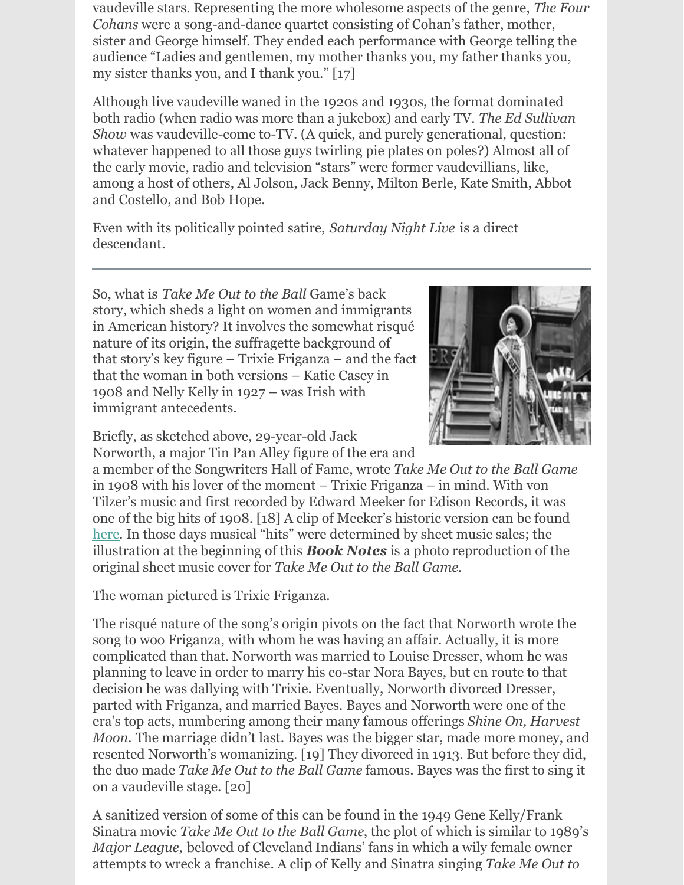vaudeville stars. Representing the more wholesome aspects of the genre, *The Four Cohans* were a song-and-dance quartet consisting of Cohan's father, mother, sister and George himself. They ended each performance with George telling the audience "Ladies and gentlemen, my mother thanks you, my father thanks you, my sister thanks you, and I thank you." [17]

Although live vaudeville waned in the 1920s and 1930s, the format dominated both radio (when radio was more than a jukebox) and early TV. *The Ed Sullivan Show* was vaudeville-come to-TV. (A quick, and purely generational, question: whatever happened to all those guys twirling pie plates on poles?) Almost all of the early movie, radio and television "stars" were former vaudevillians, like, among a host of others, Al Jolson, Jack Benny, Milton Berle, Kate Smith, Abbot and Costello, and Bob Hope.

Even with its politically pointed satire, *Saturday Night Live* is a direct descendant.

---

So, what is *Take Me Out to the Ball* Game's back story, which sheds a light on women and immigrants in American history? It involves the somewhat risqué nature of its origin, the suffragette background of that story's key figure – Trixie Friganza – and the fact that the woman in both versions – Katie Casey in 1908 and Nelly Kelly in 1927 – was Irish with immigrant antecedents.

Briefly, as sketched above, 29-year-old Jack Norworth, a major Tin Pan Alley figure of the era and a member of the Songwriters Hall of Fame, wrote *Take Me Out to the Ball Game* in 1908 with his lover of the moment – Trixie Friganza – in mind. With von Tilzer's music and first recorded by Edward Meeker for Edison Records, it was one of the big hits of 1908. [18] A clip of Meeker's historic version can be found here. In those days musical "hits" were determined by sheet music sales; the illustration at the beginning of this ***Book Notes*** is a photo reproduction of the original sheet music cover for *Take Me Out to the Ball Game.*

The woman pictured is Trixie Friganza.

The risqué nature of the song's origin pivots on the fact that Norworth wrote the song to woo Friganza, with whom he was having an affair. Actually, it is more complicated than that. Norworth was married to Louise Dresser, whom he was planning to leave in order to marry his co-star Nora Bayes, but en route to that decision he was dallying with Trixie. Eventually, Norworth divorced Dresser, parted with Friganza, and married Bayes. Bayes and Norworth were one of the era's top acts, numbering among their many famous offerings *Shine On, Harvest Moon*. The marriage didn't last. Bayes was the bigger star, made more money, and resented Norworth's womanizing. [19] They divorced in 1913. But before they did, the duo made *Take Me Out to the Ball Game* famous. Bayes was the first to sing it on a vaudeville stage. [20]

A sanitized version of some of this can be found in the 1949 Gene Kelly/Frank Sinatra movie *Take Me Out to the Ball Game*, the plot of which is similar to 1989's *Major League,* beloved of Cleveland Indians' fans in which a wily female owner attempts to wreck a franchise. A clip of Kelly and Sinatra singing *Take Me Out to*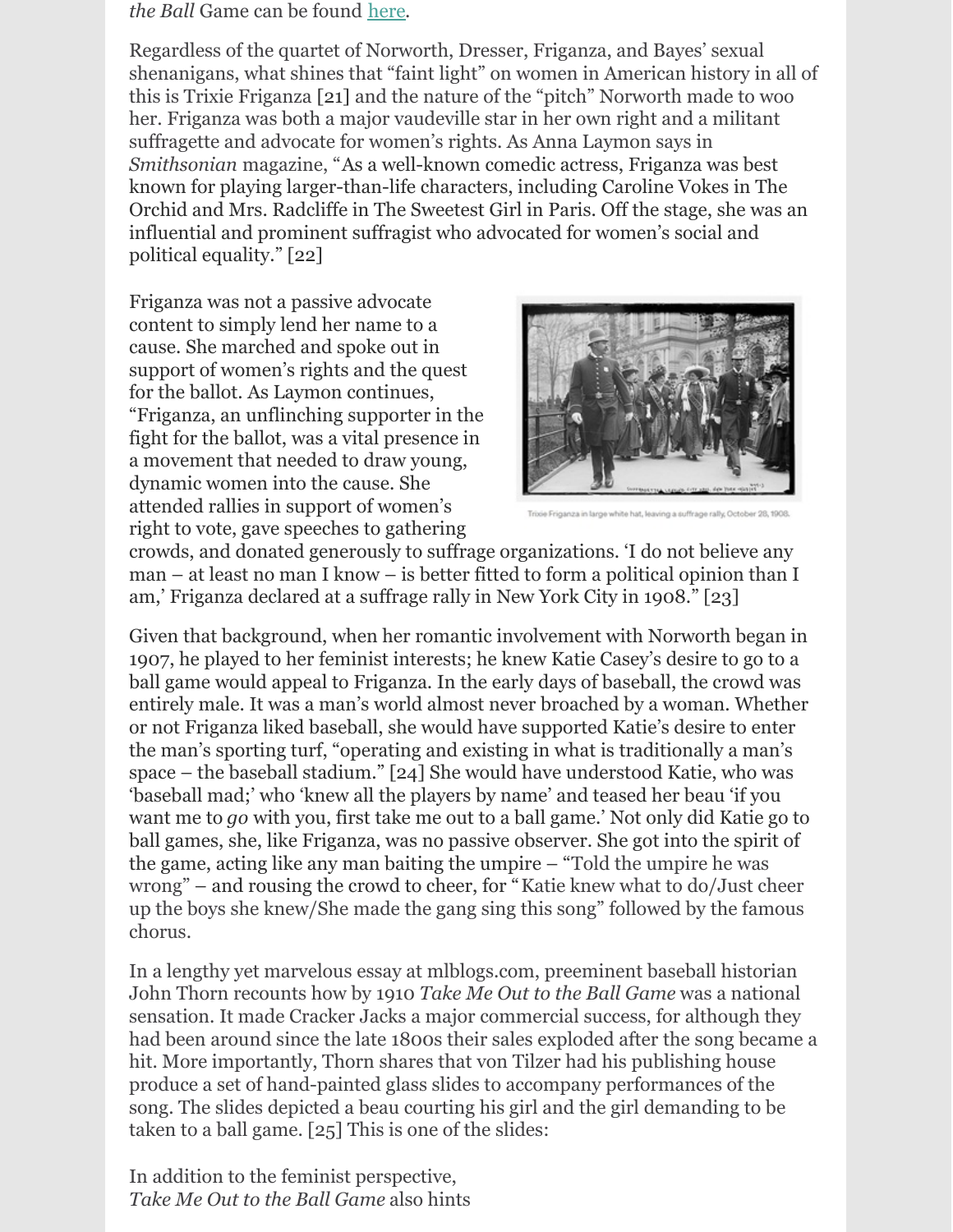*the Ball* Game can be found here.

Regardless of the quartet of Norworth, Dresser, Friganza, and Bayes' sexual shenanigans, what shines that "faint light" on women in American history in all of this is Trixie Friganza [21] and the nature of the "pitch" Norworth made to woo her. Friganza was both a major vaudeville star in her own right and a militant suffragette and advocate for women's rights. As Anna Laymon says in *Smithsonian* magazine, "As a well-known comedic actress, Friganza was best known for playing larger-than-life characters, including Caroline Vokes in The Orchid and Mrs. Radcliffe in The Sweetest Girl in Paris. Off the stage, she was an influential and prominent suffragist who advocated for women's social and political equality." [22]

Friganza was not a passive advocate content to simply lend her name to a cause. She marched and spoke out in support of women's rights and the quest for the ballot. As Laymon continues, "Friganza, an unflinching supporter in the fight for the ballot, was a vital presence in a movement that needed to draw young, dynamic women into the cause. She attended rallies in support of women's right to vote, gave speeches to gathering crowds, and donated generously to suffrage organizations. 'I do not believe any man – at least no man I know – is better fitted to form a political opinion than I am,' Friganza declared at a suffrage rally in New York City in 1908." [23]

Trixie Friganza in large white hat, leaving a suffrage rally, October 28, 1908.

Given that background, when her romantic involvement with Norworth began in 1907, he played to her feminist interests; he knew Katie Casey's desire to go to a ball game would appeal to Friganza. In the early days of baseball, the crowd was entirely male. It was a man's world almost never broached by a woman. Whether or not Friganza liked baseball, she would have supported Katie's desire to enter the man's sporting turf, "operating and existing in what is traditionally a man's space – the baseball stadium." [24] She would have understood Katie, who was 'baseball mad;' who 'knew all the players by name' and teased her beau 'if you want me to *go* with you, first take me out to a ball game.' Not only did Katie go to ball games, she, like Friganza, was no passive observer. She got into the spirit of the game, acting like any man baiting the umpire – "Told the umpire he was wrong" – and rousing the crowd to cheer, for "Katie knew what to do/Just cheer up the boys she knew/She made the gang sing this song" followed by the famous chorus.

In a lengthy yet marvelous essay at mlblogs.com, preeminent baseball historian John Thorn recounts how by 1910 *Take Me Out to the Ball Game* was a national sensation. It made Cracker Jacks a major commercial success, for although they had been around since the late 1800s their sales exploded after the song became a hit. More importantly, Thorn shares that von Tilzer had his publishing house produce a set of hand-painted glass slides to accompany performances of the song. The slides depicted a beau courting his girl and the girl demanding to be taken to a ball game. [25] This is one of the slides:

In addition to the feminist perspective, *Take Me Out to the Ball Game* also hints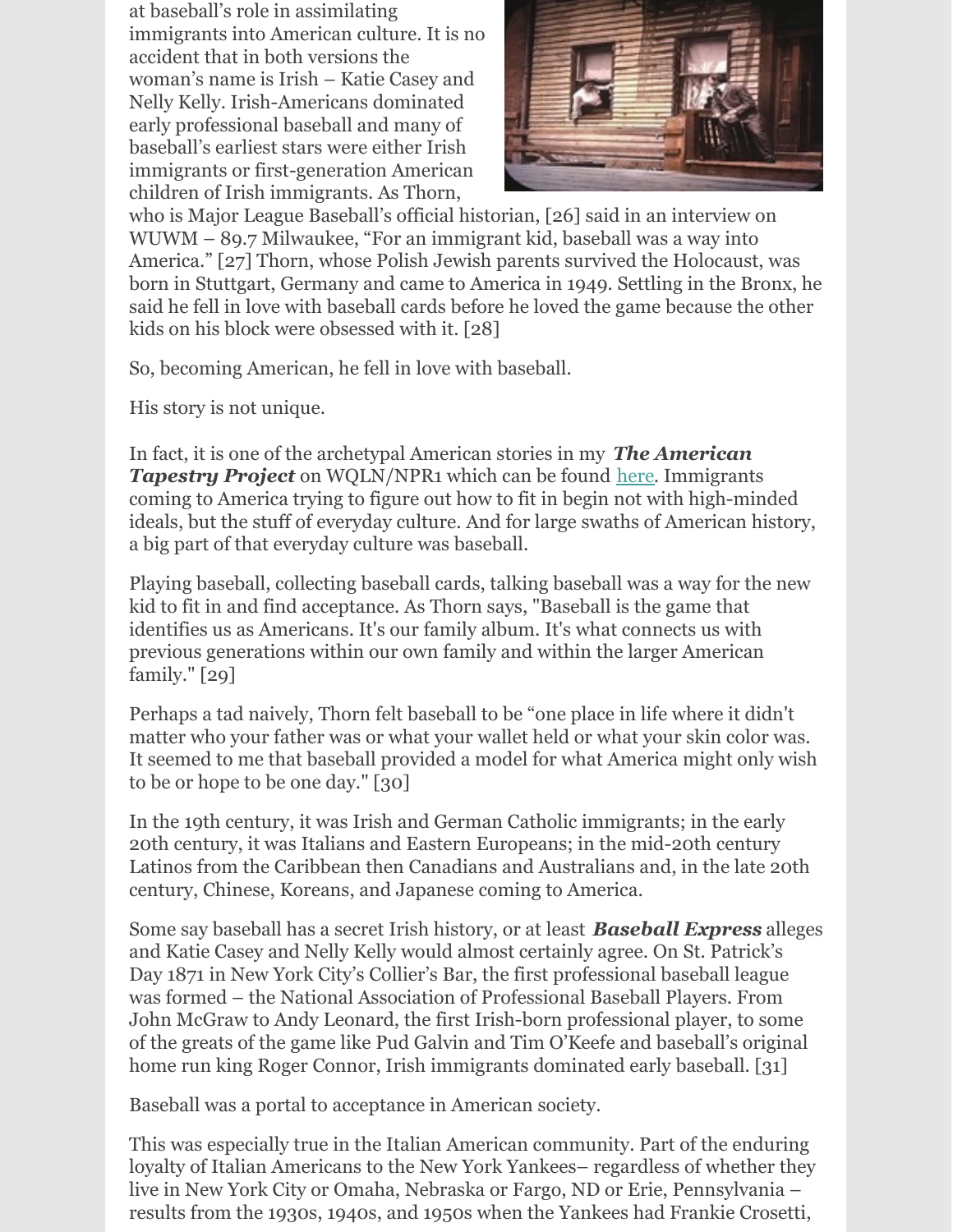at baseball's role in assimilating immigrants into American culture. It is no accident that in both versions the woman's name is Irish – Katie Casey and Nelly Kelly. Irish-Americans dominated early professional baseball and many of baseball's earliest stars were either Irish immigrants or first-generation American children of Irish immigrants. As Thorn, who is Major League Baseball's official historian, [26] said in an interview on WUWM – 89.7 Milwaukee, "For an immigrant kid, baseball was a way into America." [27] Thorn, whose Polish Jewish parents survived the Holocaust, was born in Stuttgart, Germany and came to America in 1949. Settling in the Bronx, he said he fell in love with baseball cards before he loved the game because the other kids on his block were obsessed with it. [28]

So, becoming American, he fell in love with baseball.

His story is not unique.

In fact, it is one of the archetypal American stories in my ***The American Tapestry Project*** on WQLN/NPR1 which can be found here. Immigrants coming to America trying to figure out how to fit in begin not with high-minded ideals, but the stuff of everyday culture. And for large swaths of American history, a big part of that everyday culture was baseball.

Playing baseball, collecting baseball cards, talking baseball was a way for the new kid to fit in and find acceptance. As Thorn says, "Baseball is the game that identifies us as Americans. It's our family album. It's what connects us with previous generations within our own family and within the larger American family." [29]

Perhaps a tad naively, Thorn felt baseball to be "one place in life where it didn't matter who your father was or what your wallet held or what your skin color was. It seemed to me that baseball provided a model for what America might only wish to be or hope to be one day." [30]

In the 19th century, it was Irish and German Catholic immigrants; in the early 20th century, it was Italians and Eastern Europeans; in the mid-20th century Latinos from the Caribbean then Canadians and Australians and, in the late 20th century, Chinese, Koreans, and Japanese coming to America.

Some say baseball has a secret Irish history, or at least ***Baseball Express*** alleges and Katie Casey and Nelly Kelly would almost certainly agree. On St. Patrick's Day 1871 in New York City's Collier's Bar, the first professional baseball league was formed – the National Association of Professional Baseball Players. From John McGraw to Andy Leonard, the first Irish-born professional player, to some of the greats of the game like Pud Galvin and Tim O'Keefe and baseball's original home run king Roger Connor, Irish immigrants dominated early baseball. [31]

Baseball was a portal to acceptance in American society.

This was especially true in the Italian American community. Part of the enduring loyalty of Italian Americans to the New York Yankees– regardless of whether they live in New York City or Omaha, Nebraska or Fargo, ND or Erie, Pennsylvania – results from the 1930s, 1940s, and 1950s when the Yankees had Frankie Crosetti,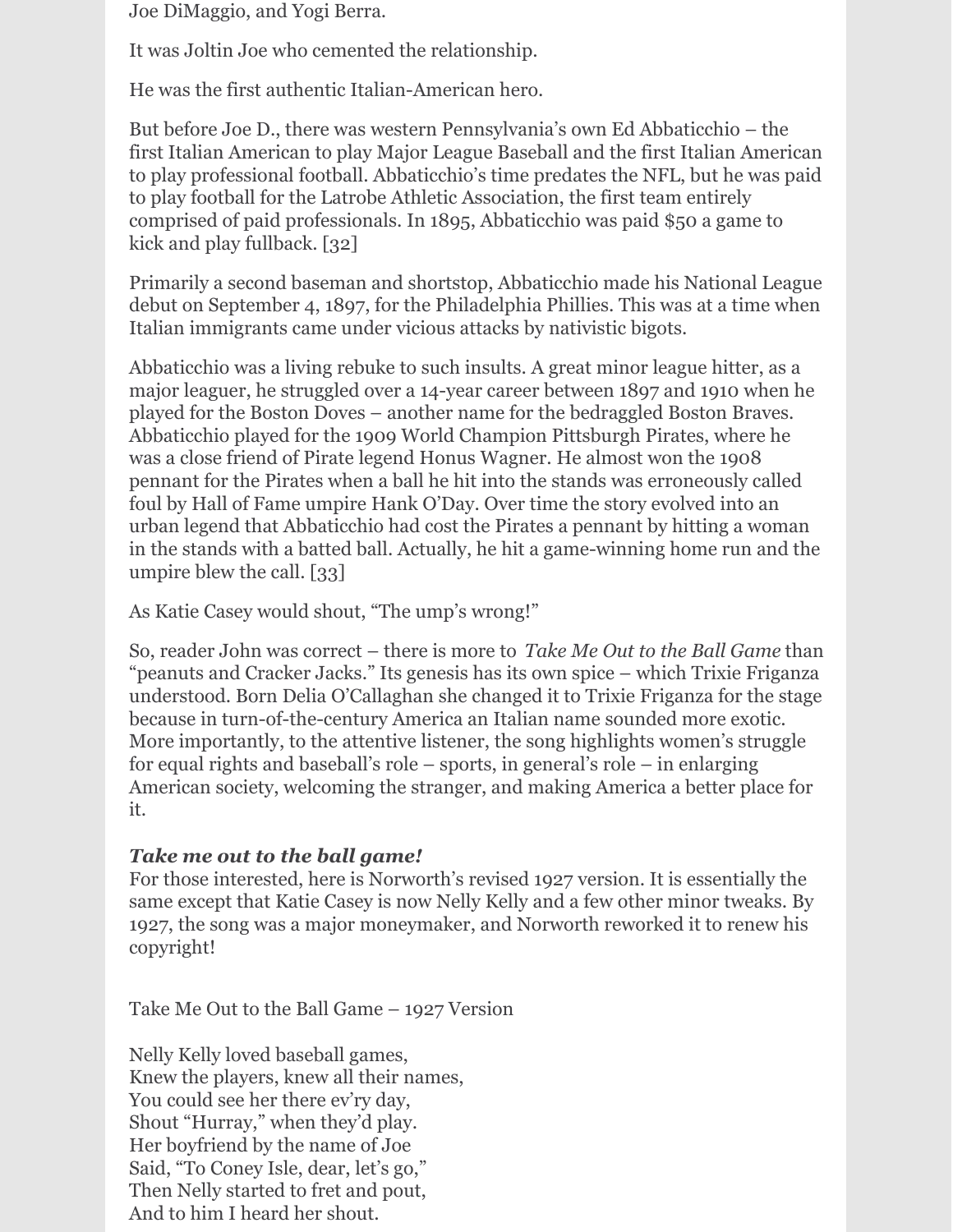Joe DiMaggio, and Yogi Berra.

It was Joltin Joe who cemented the relationship.

He was the first authentic Italian-American hero.

But before Joe D., there was western Pennsylvania's own Ed Abbaticchio – the first Italian American to play Major League Baseball and the first Italian American to play professional football. Abbaticchio's time predates the NFL, but he was paid to play football for the Latrobe Athletic Association, the first team entirely comprised of paid professionals. In 1895, Abbaticchio was paid $50 a game to kick and play fullback. [32]

Primarily a second baseman and shortstop, Abbaticchio made his National League debut on September 4, 1897, for the Philadelphia Phillies. This was at a time when Italian immigrants came under vicious attacks by nativistic bigots.

Abbaticchio was a living rebuke to such insults. A great minor league hitter, as a major leaguer, he struggled over a 14-year career between 1897 and 1910 when he played for the Boston Doves – another name for the bedraggled Boston Braves. Abbaticchio played for the 1909 World Champion Pittsburgh Pirates, where he was a close friend of Pirate legend Honus Wagner. He almost won the 1908 pennant for the Pirates when a ball he hit into the stands was erroneously called foul by Hall of Fame umpire Hank O'Day. Over time the story evolved into an urban legend that Abbaticchio had cost the Pirates a pennant by hitting a woman in the stands with a batted ball. Actually, he hit a game-winning home run and the umpire blew the call. [33]

As Katie Casey would shout, "The ump's wrong!"

So, reader John was correct – there is more to *Take Me Out to the Ball Game* than "peanuts and Cracker Jacks." Its genesis has its own spice – which Trixie Friganza understood. Born Delia O'Callaghan she changed it to Trixie Friganza for the stage because in turn-of-the-century America an Italian name sounded more exotic. More importantly, to the attentive listener, the song highlights women's struggle for equal rights and baseball's role – sports, in general's role – in enlarging American society, welcoming the stranger, and making America a better place for it.

***Take me out to the ball game!***

For those interested, here is Norworth's revised 1927 version. It is essentially the same except that Katie Casey is now Nelly Kelly and a few other minor tweaks. By 1927, the song was a major moneymaker, and Norworth reworked it to renew his copyright!

Take Me Out to the Ball Game – 1927 Version

Nelly Kelly loved baseball games,
Knew the players, knew all their names,
You could see her there ev'ry day,
Shout "Hurray," when they'd play.
Her boyfriend by the name of Joe
Said, "To Coney Isle, dear, let's go,"
Then Nelly started to fret and pout,
And to him I heard her shout.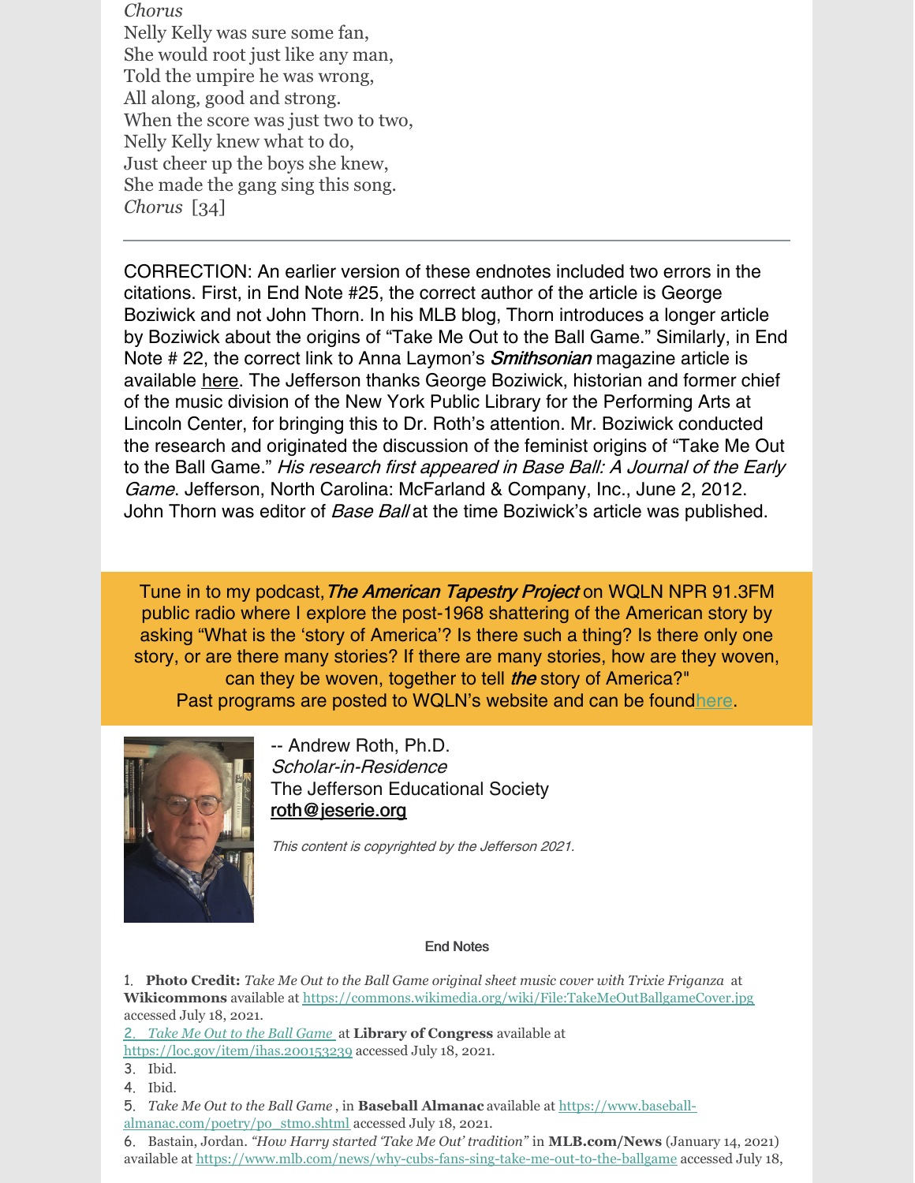*Chorus*
Nelly Kelly was sure some fan,
She would root just like any man,
Told the umpire he was wrong,
All along, good and strong.
When the score was just two to two,
Nelly Kelly knew what to do,
Just cheer up the boys she knew,
She made the gang sing this song.
*Chorus* [34]

---

CORRECTION: An earlier version of these endnotes included two errors in the citations. First, in End Note #25, the correct author of the article is George Boziwick and not John Thorn. In his MLB blog, Thorn introduces a longer article by Boziwick about the origins of "Take Me Out to the Ball Game." Similarly, in End Note # 22, the correct link to Anna Laymon's ***Smithsonian*** magazine article is available here. The Jefferson thanks George Boziwick, historian and former chief of the music division of the New York Public Library for the Performing Arts at Lincoln Center, for bringing this to Dr. Roth's attention. Mr. Boziwick conducted the research and originated the discussion of the feminist origins of "Take Me Out to the Ball Game." *His research first appeared in Base Ball: A Journal of the Early Game*. Jefferson, North Carolina: McFarland & Company, Inc., June 2, 2012. John Thorn was editor of *Base Ball* at the time Boziwick's article was published.

Tune in to my podcast, ***The American Tapestry Project*** on WQLN NPR 91.3FM public radio where I explore the post-1968 shattering of the American story by asking "What is the 'story of America'? Is there such a thing? Is there only one story, or are there many stories? If there are many stories, how are they woven, can they be woven, together to tell ***the*** story of America?"
Past programs are posted to WQLN's website and can be found here.

-- Andrew Roth, Ph.D.
*Scholar-in-Residence*
The Jefferson Educational Society
roth@jeserie.org

*This content is copyrighted by the Jefferson 2021.*

**End Notes**

1. **Photo Credit:** *Take Me Out to the Ball Game original sheet music cover with Trixie Friganza* at **Wikicommons** available at https://commons.wikimedia.org/wiki/File:TakeMeOutBallgameCover.jpg accessed July 18, 2021.
2. *Take Me Out to the Ball Game* at **Library of Congress** available at https://loc.gov/item/ihas.200153239 accessed July 18, 2021.
3. Ibid.
4. Ibid.
5. *Take Me Out to the Ball Game*, in **Baseball Almanac** available at https://www.baseball-almanac.com/poetry/po_stmo.shtml accessed July 18, 2021.
6. Bastain, Jordan. *"How Harry started 'Take Me Out' tradition"* in **MLB.com/News** (January 14, 2021) available at https://www.mlb.com/news/why-cubs-fans-sing-take-me-out-to-the-ballgame accessed July 18,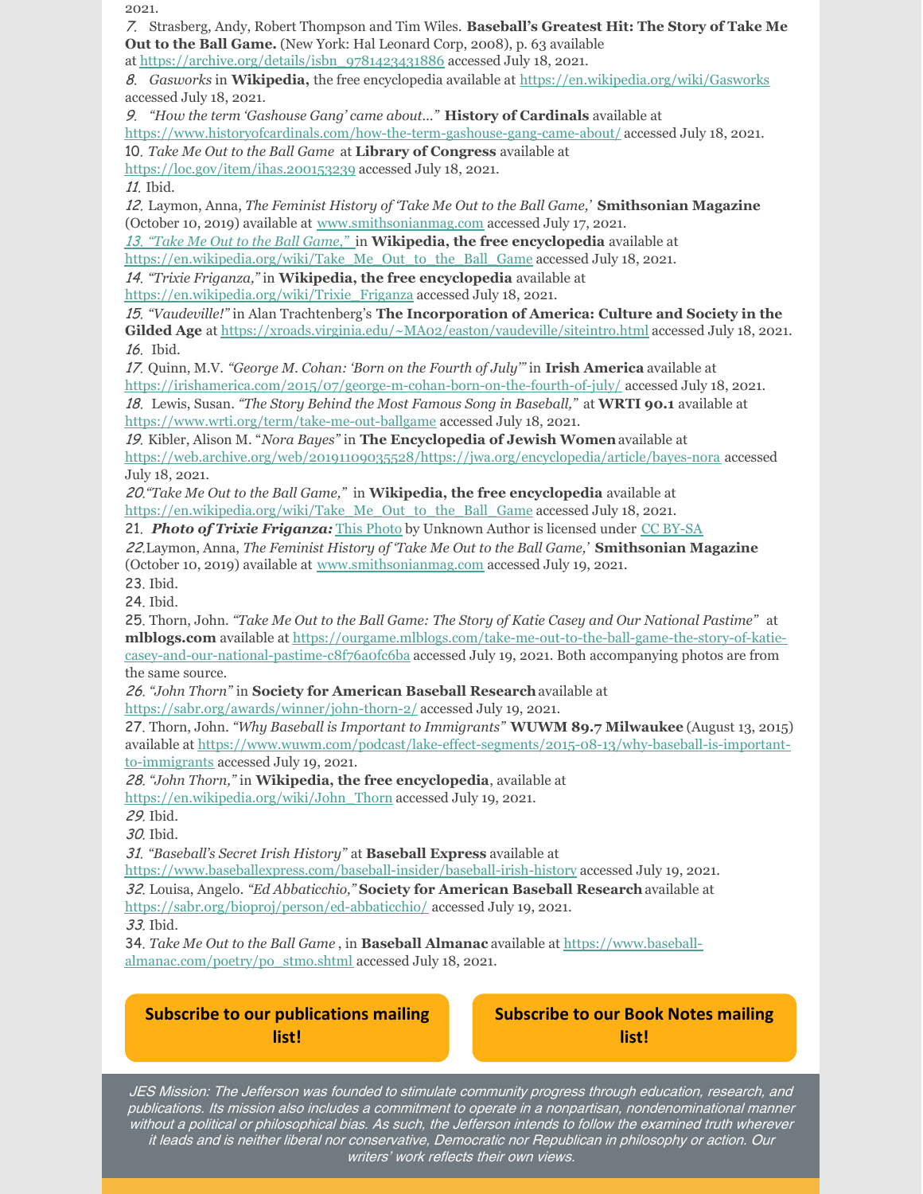2021.

7. Strasberg, Andy, Robert Thompson and Tim Wiles. **Baseball's Greatest Hit: The Story of Take Me Out to the Ball Game.** (New York: Hal Leonard Corp, 2008), p. 63 available at https://archive.org/details/isbn_9781423431886 accessed July 18, 2021.

8. *Gasworks* in **Wikipedia,** the free encyclopedia available at https://en.wikipedia.org/wiki/Gasworks accessed July 18, 2021.

9. *"How the term 'Gashouse Gang' came about..."* **History of Cardinals** available at https://www.historyofcardinals.com/how-the-term-gashouse-gang-came-about/ accessed July 18, 2021.

10. *Take Me Out to the Ball Game* at **Library of Congress** available at https://loc.gov/item/ihas.200153239 accessed July 18, 2021.

11. Ibid.

12. Laymon, Anna, *The Feminist History of 'Take Me Out to the Ball Game,'* **Smithsonian Magazine** (October 10, 2019) available at www.smithsonianmag.com accessed July 17, 2021.

13. *"Take Me Out to the Ball Game,"* in **Wikipedia, the free encyclopedia** available at https://en.wikipedia.org/wiki/Take_Me_Out_to_the_Ball_Game accessed July 18, 2021.

14. *"Trixie Friganza,"* in **Wikipedia, the free encyclopedia** available at https://en.wikipedia.org/wiki/Trixie_Friganza accessed July 18, 2021.

15. *"Vaudeville!"* in Alan Trachtenberg's **The Incorporation of America: Culture and Society in the Gilded Age** at https://xroads.virginia.edu/~MA02/easton/vaudeville/siteintro.html accessed July 18, 2021.

16. Ibid.

17. Quinn, M.V. *"George M. Cohan: 'Born on the Fourth of July'"* in **Irish America** available at https://irishamerica.com/2015/07/george-m-cohan-born-on-the-fourth-of-july/ accessed July 18, 2021.

18. Lewis, Susan. *"The Story Behind the Most Famous Song in Baseball,"* at **WRTI 90.1** available at https://www.wrti.org/term/take-me-out-ballgame accessed July 18, 2021.

19. Kibler, Alison M. "*Nora Bayes"* in **The Encyclopedia of Jewish Women** available at https://web.archive.org/web/20191109035528/https://jwa.org/encyclopedia/article/bayes-nora accessed July 18, 2021.

20. *"Take Me Out to the Ball Game,"* in **Wikipedia, the free encyclopedia** available at https://en.wikipedia.org/wiki/Take_Me_Out_to_the_Ball_Game accessed July 18, 2021.

21. ***Photo of Trixie Friganza:*** This Photo by Unknown Author is licensed under CC BY-SA

22. Laymon, Anna, *The Feminist History of 'Take Me Out to the Ball Game,'* **Smithsonian Magazine** (October 10, 2019) available at www.smithsonianmag.com accessed July 19, 2021.

23. Ibid.

24. Ibid.

25. Thorn, John. *"Take Me Out to the Ball Game: The Story of Katie Casey and Our National Pastime"* at **mlblogs.com** available at https://ourgame.mlblogs.com/take-me-out-to-the-ball-game-the-story-of-katie-casey-and-our-national-pastime-c8f76a0fc6ba accessed July 19, 2021. Both accompanying photos are from the same source.

26. *"John Thorn"* in **Society for American Baseball Research** available at https://sabr.org/awards/winner/john-thorn-2/ accessed July 19, 2021.

27. Thorn, John. *"Why Baseball is Important to Immigrants"* **WUWM 89.7 Milwaukee** (August 13, 2015) available at https://www.wuwm.com/podcast/lake-effect-segments/2015-08-13/why-baseball-is-important-to-immigrants accessed July 19, 2021.

28. *"John Thorn,"* in **Wikipedia, the free encyclopedia**, available at https://en.wikipedia.org/wiki/John_Thorn accessed July 19, 2021.

29. Ibid.

30. Ibid.

31. *"Baseball's Secret Irish History"* at **Baseball Express** available at https://www.baseballexpress.com/baseball-insider/baseball-irish-history accessed July 19, 2021.

32. Louisa, Angelo. *"Ed Abbaticchio,"* **Society for American Baseball Research** available at https://sabr.org/bioproj/person/ed-abbaticchio/ accessed July 19, 2021.

33. Ibid.

34. *Take Me Out to the Ball Game* , in **Baseball Almanac** available at https://www.baseball-almanac.com/poetry/po_stmo.shtml accessed July 18, 2021.

**Subscribe to our publications mailing list!**

**Subscribe to our Book Notes mailing list!**

*JES Mission: The Jefferson was founded to stimulate community progress through education, research, and publications. Its mission also includes a commitment to operate in a nonpartisan, nondenominational manner without a political or philosophical bias. As such, the Jefferson intends to follow the examined truth wherever it leads and is neither liberal nor conservative, Democratic nor Republican in philosophy or action. Our writers' work reflects their own views.*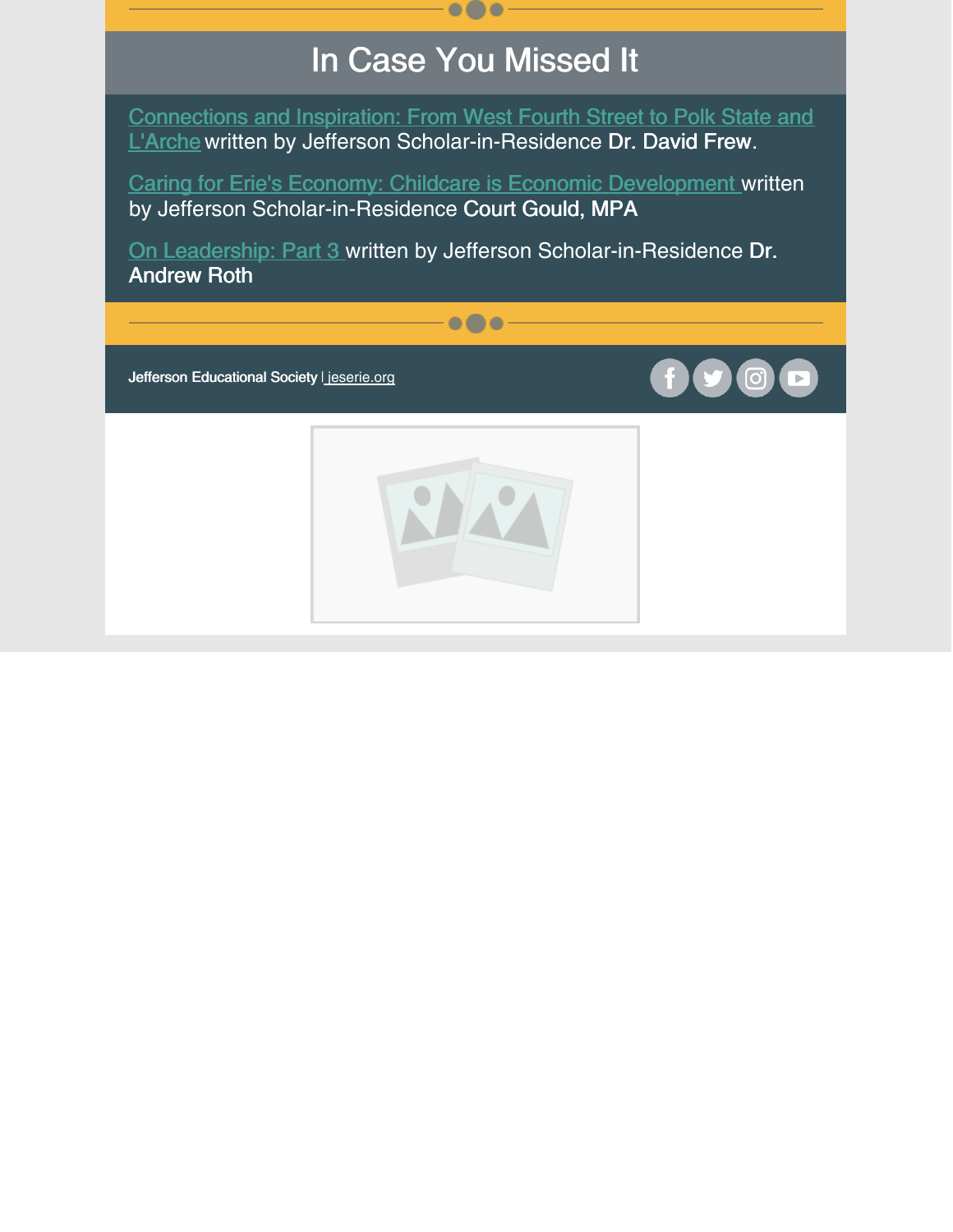# In Case You Missed It

Connections and Inspiration: From West Fourth Street to Polk State and L'Arche written by Jefferson Scholar-in-Residence **Dr. David Frew**.

Caring for Erie's Economy: Childcare is Economic Development written by Jefferson Scholar-in-Residence **Court Gould, MPA**

On Leadership: Part 3 written by Jefferson Scholar-in-Residence **Dr. Andrew Roth**

Jefferson Educational Society | jeserie.org